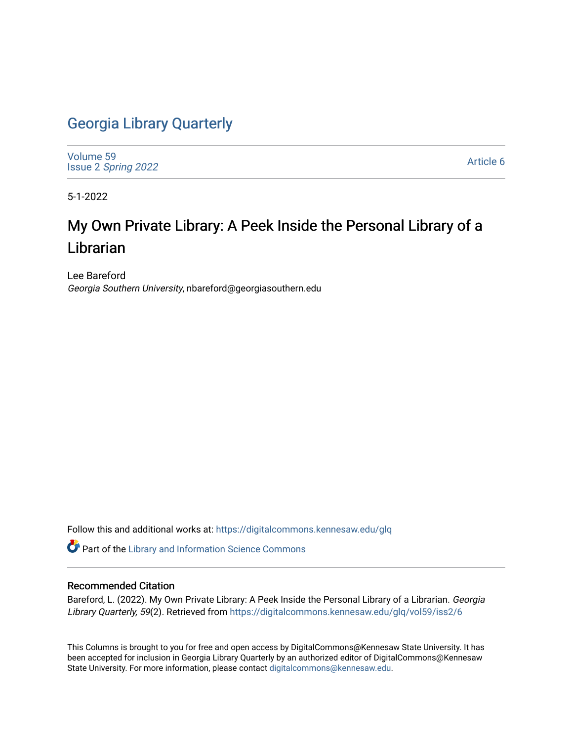# Georgia Library Quarterly

Volume 59
Issue 2 *Spring 2022*

Article 6

5-1-2022

## My Own Private Library: A Peek Inside the Personal Library of a Librarian

Lee Bareford
*Georgia Southern University*, nbareford@georgiasouthern.edu

Follow this and additional works at: https://digitalcommons.kennesaw.edu/glq

Part of the Library and Information Science Commons

### Recommended Citation

Bareford, L. (2022). My Own Private Library: A Peek Inside the Personal Library of a Librarian. *Georgia Library Quarterly, 59*(2). Retrieved from https://digitalcommons.kennesaw.edu/glq/vol59/iss2/6

This Columns is brought to you for free and open access by DigitalCommons@Kennesaw State University. It has been accepted for inclusion in Georgia Library Quarterly by an authorized editor of DigitalCommons@Kennesaw State University. For more information, please contact digitalcommons@kennesaw.edu.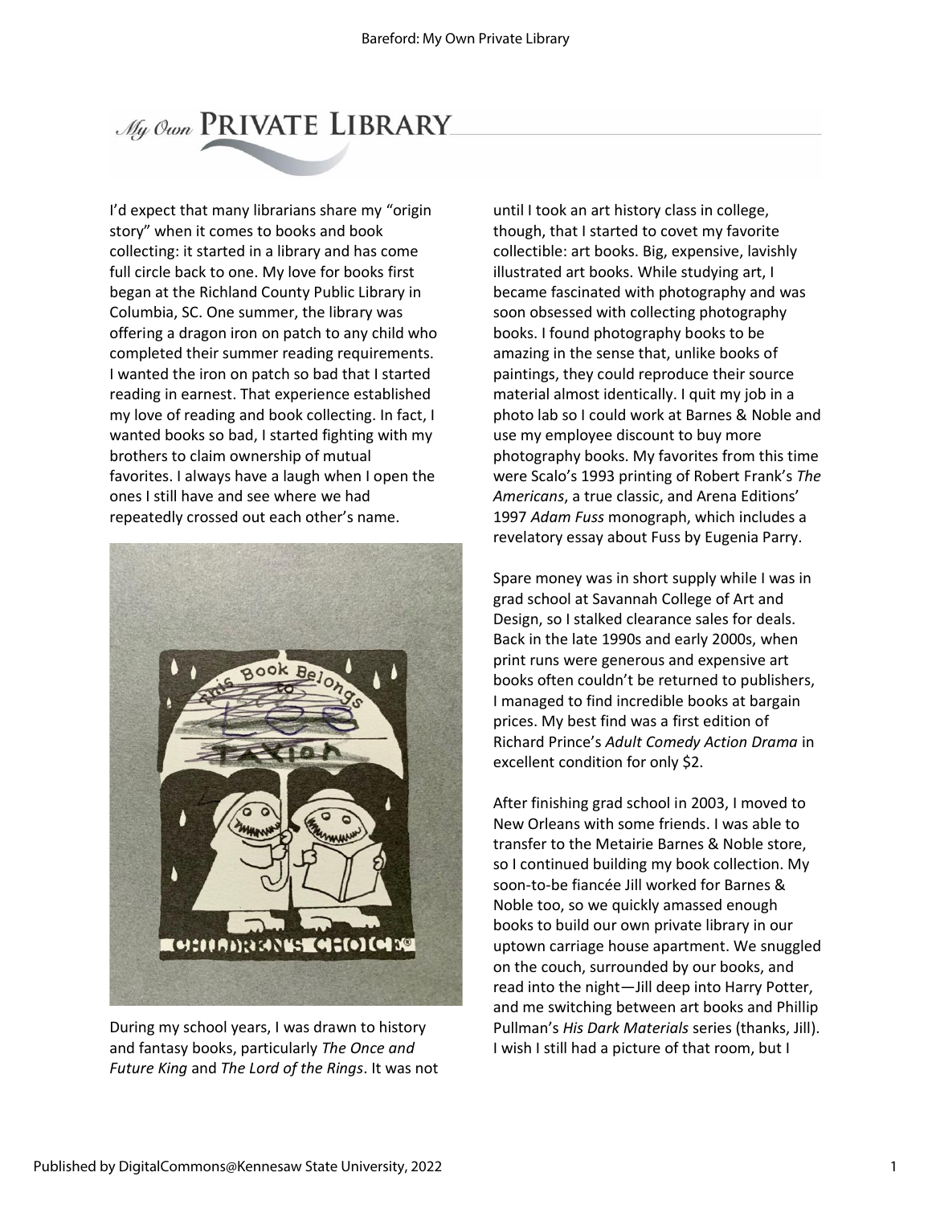# My Own PRIVATE LIBRARY

I'd expect that many librarians share my "origin story" when it comes to books and book collecting: it started in a library and has come full circle back to one. My love for books first began at the Richland County Public Library in Columbia, SC. One summer, the library was offering a dragon iron on patch to any child who completed their summer reading requirements. I wanted the iron on patch so bad that I started reading in earnest. That experience established my love of reading and book collecting. In fact, I wanted books so bad, I started fighting with my brothers to claim ownership of mutual favorites. I always have a laugh when I open the ones I still have and see where we had repeatedly crossed out each other's name.

During my school years, I was drawn to history and fantasy books, particularly *The Once and Future King* and *The Lord of the Rings*. It was not until I took an art history class in college, though, that I started to covet my favorite collectible: art books. Big, expensive, lavishly illustrated art books. While studying art, I became fascinated with photography and was soon obsessed with collecting photography books. I found photography books to be amazing in the sense that, unlike books of paintings, they could reproduce their source material almost identically. I quit my job in a photo lab so I could work at Barnes & Noble and use my employee discount to buy more photography books. My favorites from this time were Scalo's 1993 printing of Robert Frank's *The Americans*, a true classic, and Arena Editions' 1997 *Adam Fuss* monograph, which includes a revelatory essay about Fuss by Eugenia Parry.

Spare money was in short supply while I was in grad school at Savannah College of Art and Design, so I stalked clearance sales for deals. Back in the late 1990s and early 2000s, when print runs were generous and expensive art books often couldn't be returned to publishers, I managed to find incredible books at bargain prices. My best find was a first edition of Richard Prince's *Adult Comedy Action Drama* in excellent condition for only $2.

After finishing grad school in 2003, I moved to New Orleans with some friends. I was able to transfer to the Metairie Barnes & Noble store, so I continued building my book collection. My soon-to-be fiancée Jill worked for Barnes & Noble too, so we quickly amassed enough books to build our own private library in our uptown carriage house apartment. We snuggled on the couch, surrounded by our books, and read into the night—Jill deep into Harry Potter, and me switching between art books and Phillip Pullman's *His Dark Materials* series (thanks, Jill). I wish I still had a picture of that room, but I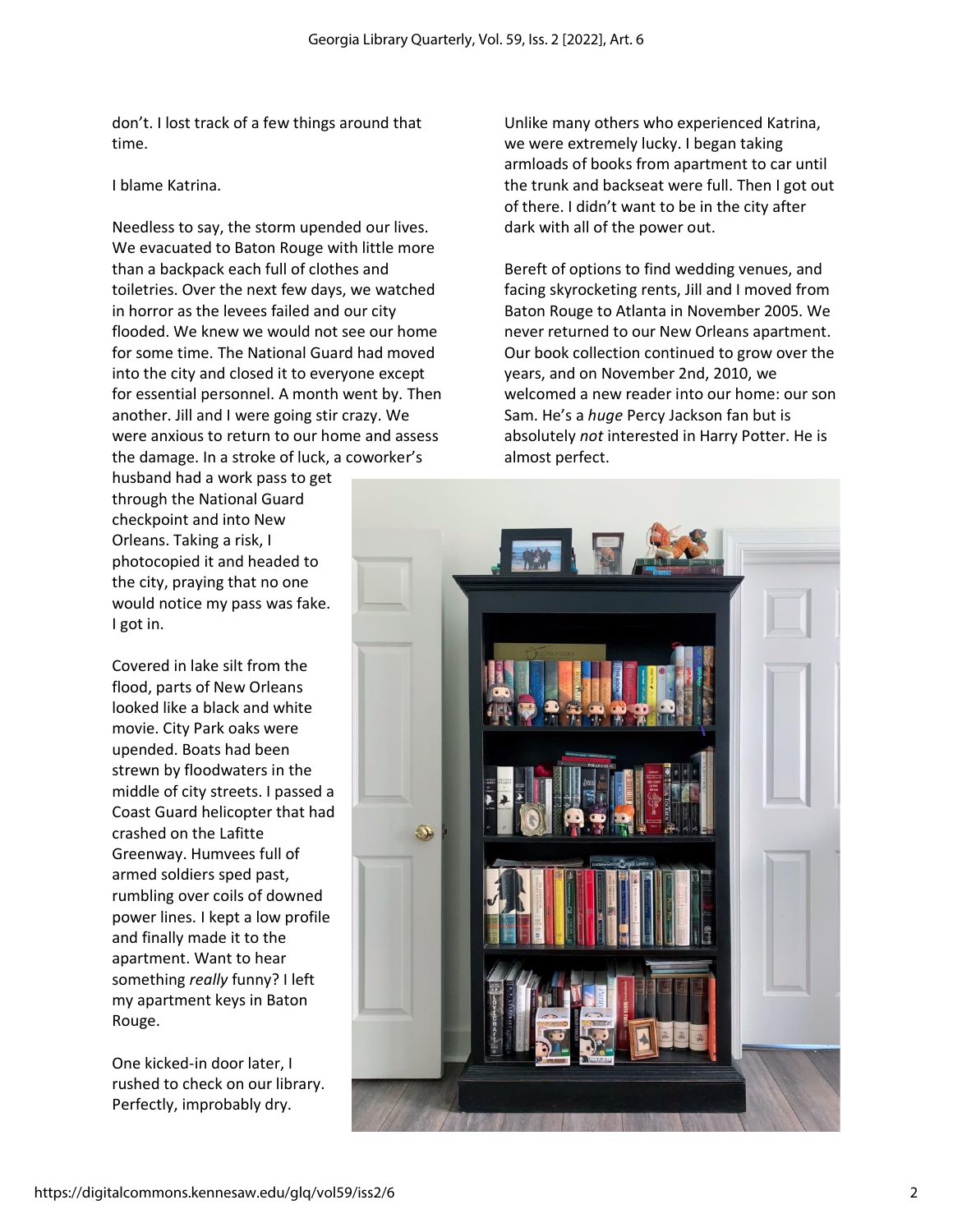don't. I lost track of a few things around that time.

I blame Katrina.

Needless to say, the storm upended our lives. We evacuated to Baton Rouge with little more than a backpack each full of clothes and toiletries. Over the next few days, we watched in horror as the levees failed and our city flooded. We knew we would not see our home for some time. The National Guard had moved into the city and closed it to everyone except for essential personnel. A month went by. Then another. Jill and I were going stir crazy. We were anxious to return to our home and assess the damage. In a stroke of luck, a coworker's husband had a work pass to get through the National Guard checkpoint and into New Orleans. Taking a risk, I photocopied it and headed to the city, praying that no one would notice my pass was fake. I got in.

Covered in lake silt from the flood, parts of New Orleans looked like a black and white movie. City Park oaks were upended. Boats had been strewn by floodwaters in the middle of city streets. I passed a Coast Guard helicopter that had crashed on the Lafitte Greenway. Humvees full of armed soldiers sped past, rumbling over coils of downed power lines. I kept a low profile and finally made it to the apartment. Want to hear something *really* funny? I left my apartment keys in Baton Rouge.

One kicked-in door later, I rushed to check on our library. Perfectly, improbably dry.

Unlike many others who experienced Katrina, we were extremely lucky. I began taking armloads of books from apartment to car until the trunk and backseat were full. Then I got out of there. I didn't want to be in the city after dark with all of the power out.

Bereft of options to find wedding venues, and facing skyrocketing rents, Jill and I moved from Baton Rouge to Atlanta in November 2005. We never returned to our New Orleans apartment. Our book collection continued to grow over the years, and on November 2nd, 2010, we welcomed a new reader into our home: our son Sam. He's a *huge* Percy Jackson fan but is absolutely *not* interested in Harry Potter. He is almost perfect.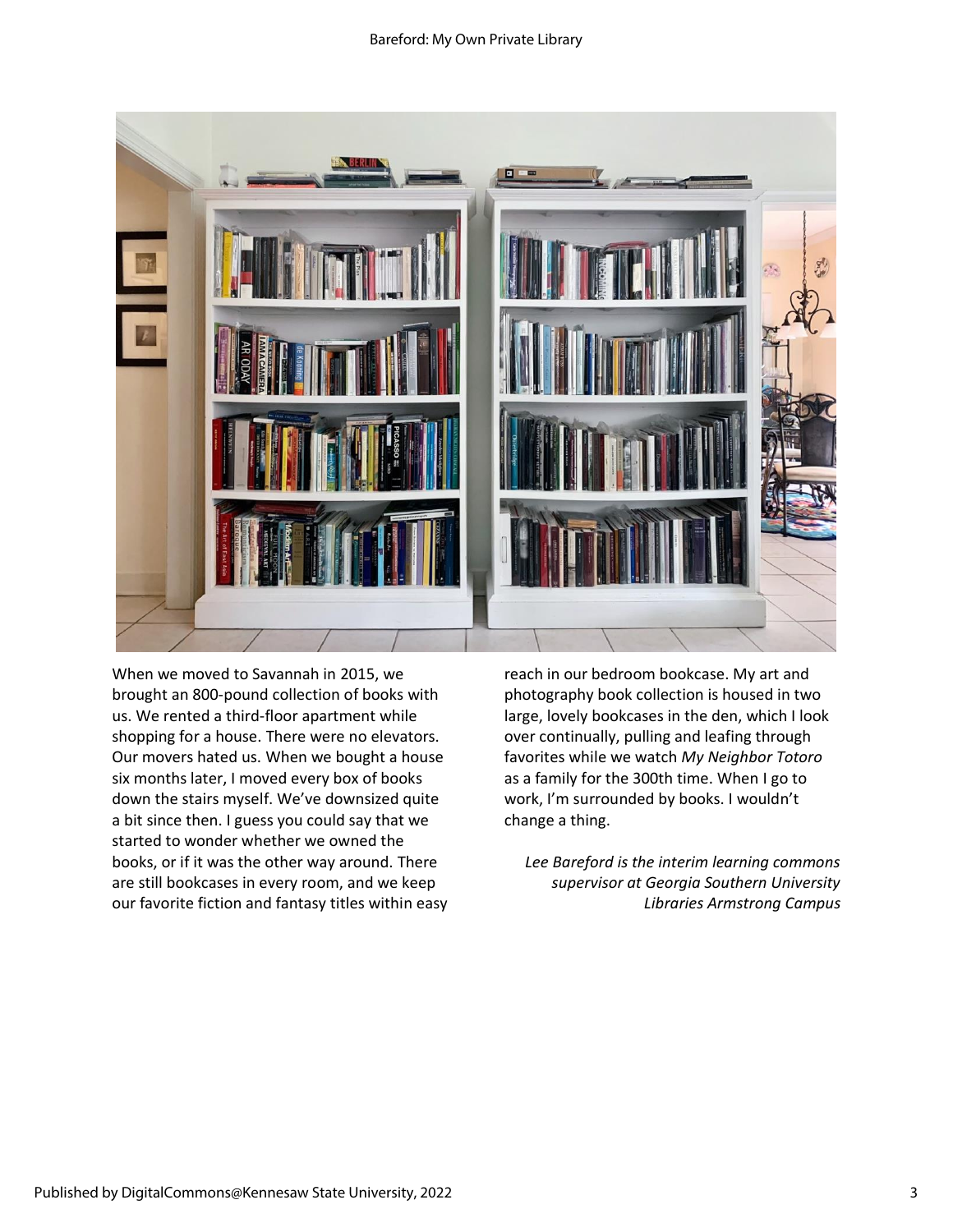When we moved to Savannah in 2015, we brought an 800-pound collection of books with us. We rented a third-floor apartment while shopping for a house. There were no elevators. Our movers hated us. When we bought a house six months later, I moved every box of books down the stairs myself. We've downsized quite a bit since then. I guess you could say that we started to wonder whether we owned the books, or if it was the other way around. There are still bookcases in every room, and we keep our favorite fiction and fantasy titles within easy reach in our bedroom bookcase. My art and photography book collection is housed in two large, lovely bookcases in the den, which I look over continually, pulling and leafing through favorites while we watch *My Neighbor Totoro* as a family for the 300th time. When I go to work, I'm surrounded by books. I wouldn't change a thing.

*Lee Bareford is the interim learning commons supervisor at Georgia Southern University Libraries Armstrong Campus*